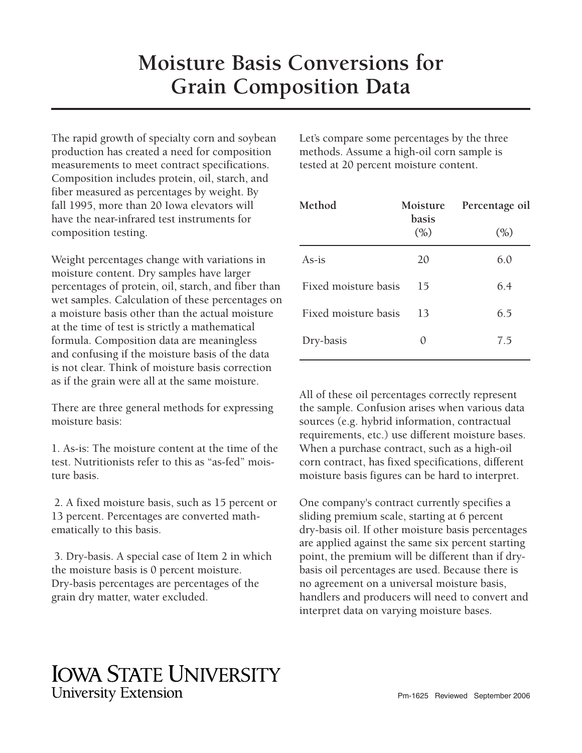# Moisture Basis Conversions for Grain Composition Data

The rapid growth of specialty corn and soybean production has created a need for composition measurements to meet contract specifications. Composition includes protein, oil, starch, and fiber measured as percentages by weight. By fall 1995, more than 20 Iowa elevators will have the near-infrared test instruments for composition testing.

Weight percentages change with variations in moisture content. Dry samples have larger percentages of protein, oil, starch, and fiber than wet samples. Calculation of these percentages on a moisture basis other than the actual moisture at the time of test is strictly a mathematical formula. Composition data are meaningless and confusing if the moisture basis of the data is not clear. Think of moisture basis correction as if the grain were all at the same moisture.

There are three general methods for expressing moisture basis:

1. As-is: The moisture content at the time of the test. Nutritionists refer to this as "as-fed" moisture basis.

2. A fixed moisture basis, such as 15 percent or 13 percent. Percentages are converted mathematically to this basis.

3. Dry-basis. A special case of Item 2 in which the moisture basis is 0 percent moisture. Dry-basis percentages are percentages of the grain dry matter, water excluded.

Let's compare some percentages by the three methods. Assume a high-oil corn sample is tested at 20 percent moisture content.

| Method | Moisture basis (%) | Percentage oil (%) |
|---|---|---|
| As-is | 20 | 6.0 |
| Fixed moisture basis | 15 | 6.4 |
| Fixed moisture basis | 13 | 6.5 |
| Dry-basis | 0 | 7.5 |

All of these oil percentages correctly represent the sample. Confusion arises when various data sources (e.g. hybrid information, contractual requirements, etc.) use different moisture bases. When a purchase contract, such as a high-oil corn contract, has fixed specifications, different moisture basis figures can be hard to interpret.

One company's contract currently specifies a sliding premium scale, starting at 6 percent dry-basis oil. If other moisture basis percentages are applied against the same six percent starting point, the premium will be different than if dry-basis oil percentages are used. Because there is no agreement on a universal moisture basis, handlers and producers will need to convert and interpret data on varying moisture bases.

IOWA STATE UNIVERSITY
University Extension

Pm-1625 Reviewed September 2006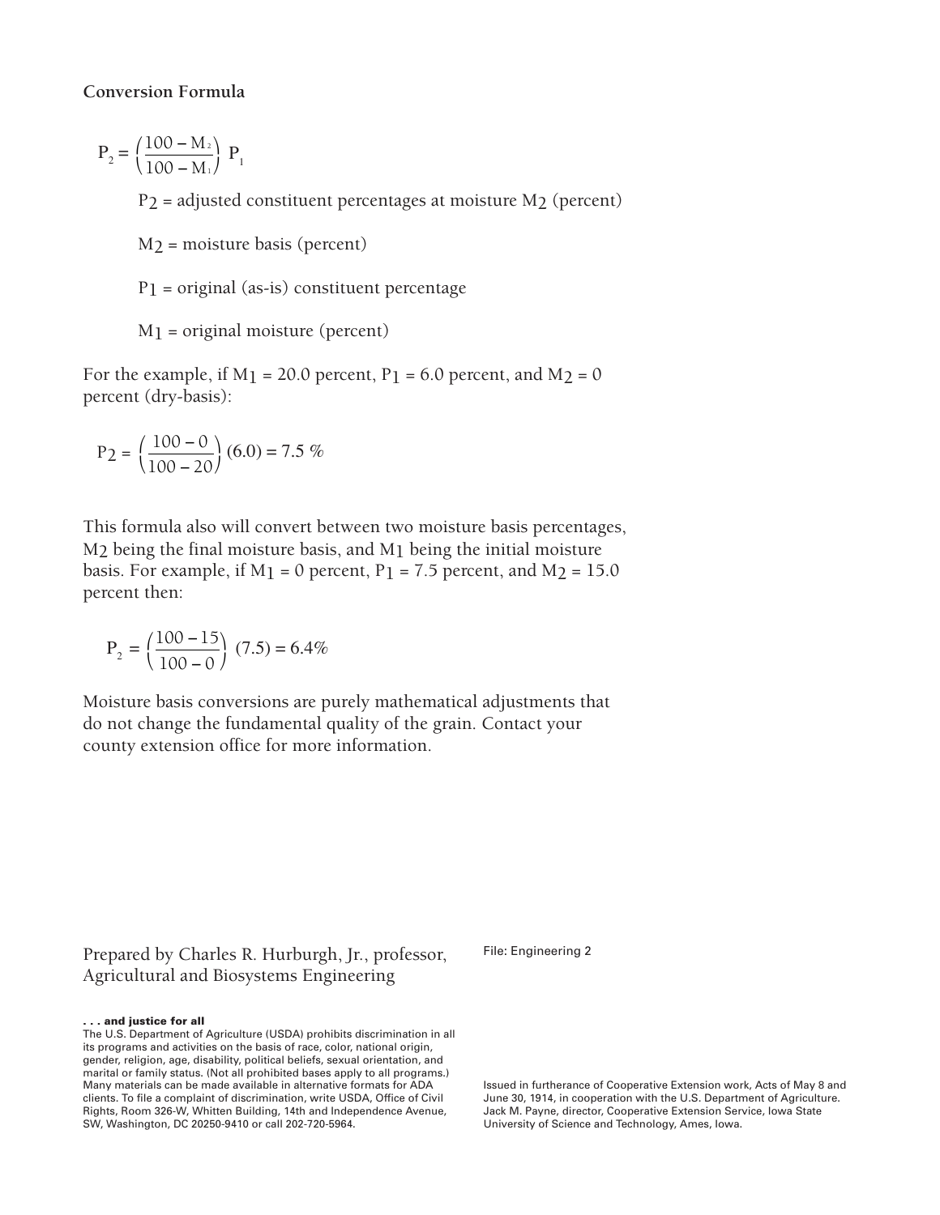**Conversion Formula**

$$P_2 = \left(\frac{100 - M_2}{100 - M_1}\right) P_1$$

$P_2$ = adjusted constituent percentages at moisture $M_2$ (percent)

$M_2$ = moisture basis (percent)

$P_1$ = original (as-is) constituent percentage

$M_1$ = original moisture (percent)

For the example, if $M_1$ = 20.0 percent, $P_1$ = 6.0 percent, and $M_2$ = 0 percent (dry-basis):

$$P_2 = \left(\frac{100 - 0}{100 - 20}\right) (6.0) = 7.5\ \%$$

This formula also will convert between two moisture basis percentages, $M_2$ being the final moisture basis, and $M_1$ being the initial moisture basis. For example, if $M_1$ = 0 percent, $P_1$ = 7.5 percent, and $M_2$ = 15.0 percent then:

$$P_2 = \left(\frac{100 - 15}{100 - 0}\right) (7.5) = 6.4\%$$

Moisture basis conversions are purely mathematical adjustments that do not change the fundamental quality of the grain. Contact your county extension office for more information.

Prepared by Charles R. Hurburgh, Jr., professor, Agricultural and Biosystems Engineering

File: Engineering 2

**. . . and justice for all**
The U.S. Department of Agriculture (USDA) prohibits discrimination in all its programs and activities on the basis of race, color, national origin, gender, religion, age, disability, political beliefs, sexual orientation, and marital or family status. (Not all prohibited bases apply to all programs.) Many materials can be made available in alternative formats for ADA clients. To file a complaint of discrimination, write USDA, Office of Civil Rights, Room 326-W, Whitten Building, 14th and Independence Avenue, SW, Washington, DC 20250-9410 or call 202-720-5964.

Issued in furtherance of Cooperative Extension work, Acts of May 8 and June 30, 1914, in cooperation with the U.S. Department of Agriculture. Jack M. Payne, director, Cooperative Extension Service, Iowa State University of Science and Technology, Ames, Iowa.